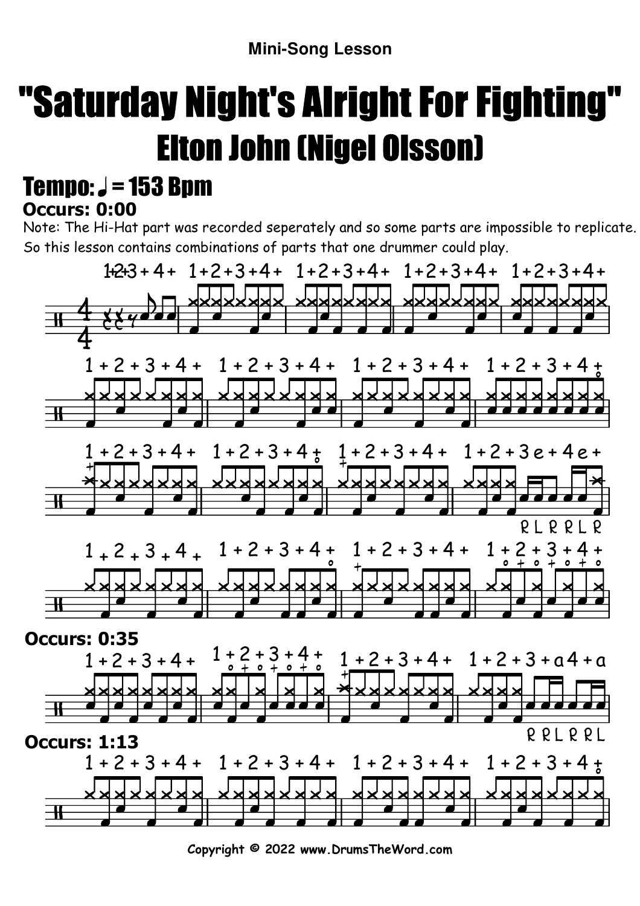Mini-Song Lesson

# "Saturday Night's Alright For Fighting"

## Elton John (Nigel Olsson)

### Tempo: ♩ = 153 Bpm

**Occurs: 0:00**

Note: The Hi-Hat part was recorded seperately and so some parts are impossible to replicate. So this lesson contains combinations of parts that one drummer could play.

**Occurs: 0:35**

**Occurs: 1:13**

Copyright © 2022 www.DrumsTheWord.com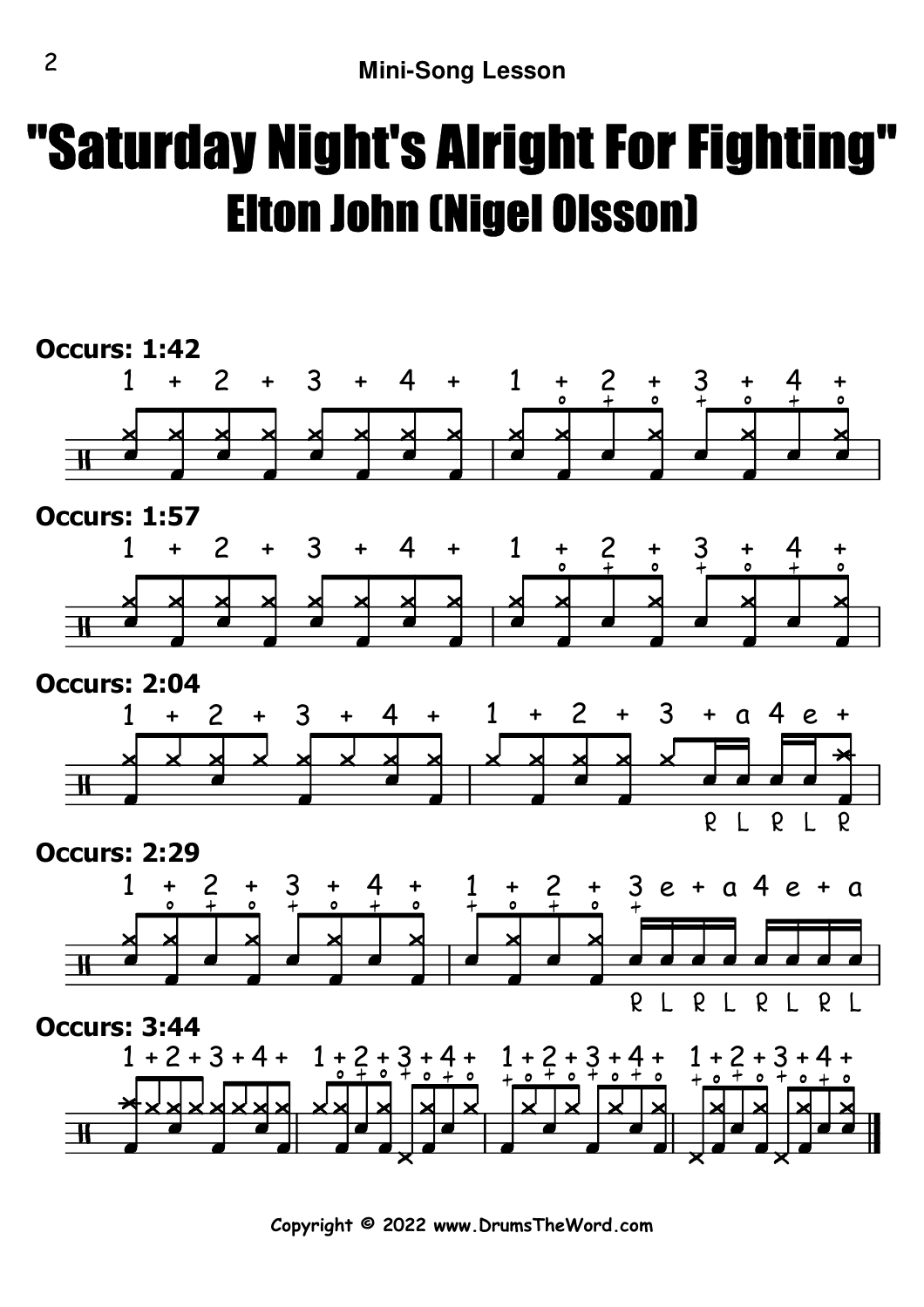**Mini-Song Lesson**

# "Saturday Night's Alright For Fighting"

## Elton John (Nigel Olsson)

**Occurs: 1:42**

**Occurs: 1:57**

**Occurs: 2:04**

**Occurs: 2:29**

**Occurs: 3:44**

Copyright © 2022 www.DrumsTheWord.com